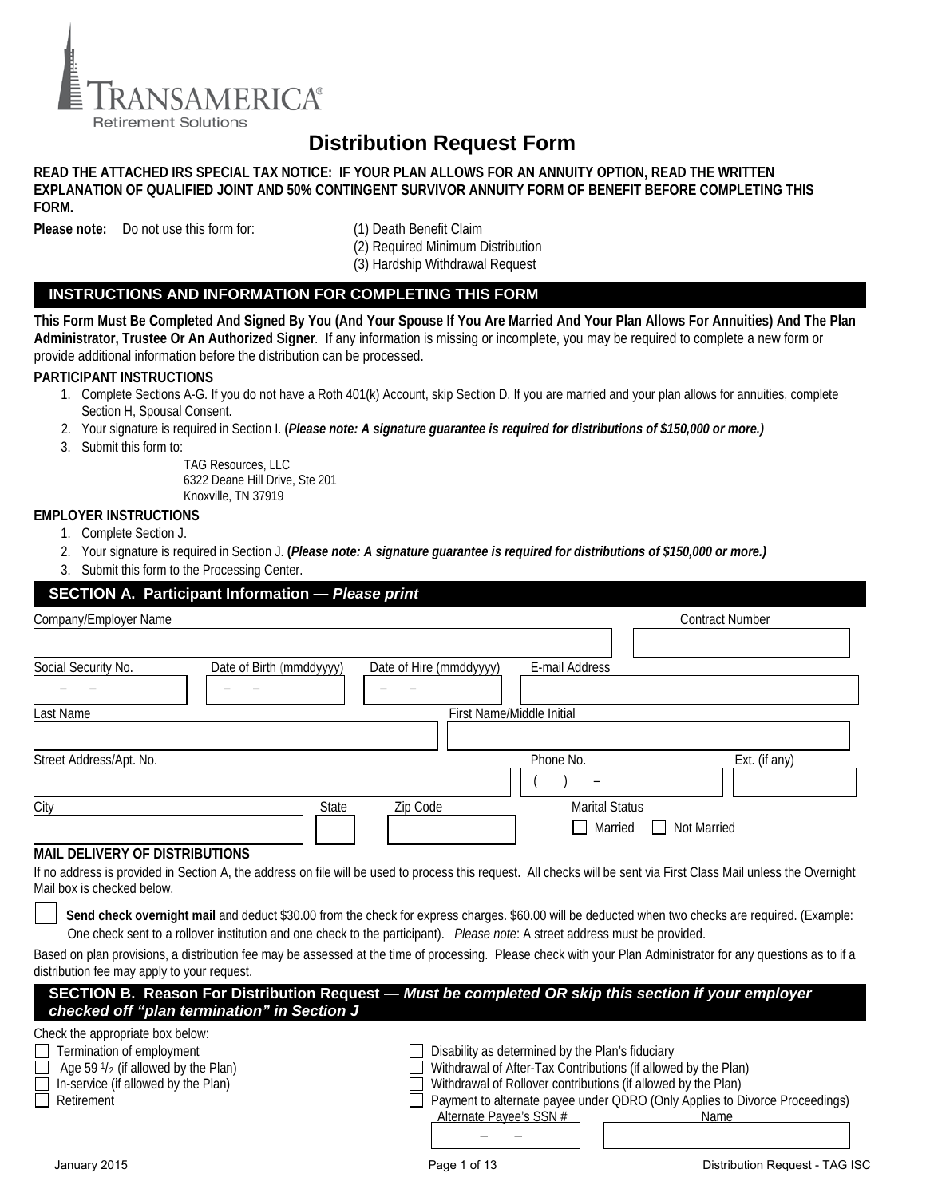TRANSAMERICA®
Retirement Solutions

# Distribution Request Form

**READ THE ATTACHED IRS SPECIAL TAX NOTICE: IF YOUR PLAN ALLOWS FOR AN ANNUITY OPTION, READ THE WRITTEN EXPLANATION OF QUALIFIED JOINT AND 50% CONTINGENT SURVIVOR ANNUITY FORM OF BENEFIT BEFORE COMPLETING THIS FORM.**

**Please note:** Do not use this form for:
(1) Death Benefit Claim
(2) Required Minimum Distribution
(3) Hardship Withdrawal Request

## INSTRUCTIONS AND INFORMATION FOR COMPLETING THIS FORM

**This Form Must Be Completed And Signed By You (And Your Spouse If You Are Married And Your Plan Allows For Annuities) And The Plan Administrator, Trustee Or An Authorized Signer**. If any information is missing or incomplete, you may be required to complete a new form or provide additional information before the distribution can be processed.

**PARTICIPANT INSTRUCTIONS**

1. Complete Sections A-G. If you do not have a Roth 401(k) Account, skip Section D. If you are married and your plan allows for annuities, complete Section H, Spousal Consent.
2. Your signature is required in Section I. **(*Please note: A signature guarantee is required for distributions of $150,000 or more.*)**
3. Submit this form to:

   TAG Resources, LLC
   6322 Deane Hill Drive, Ste 201
   Knoxville, TN 37919

**EMPLOYER INSTRUCTIONS**

1. Complete Section J.
2. Your signature is required in Section J. **(*Please note: A signature guarantee is required for distributions of $150,000 or more.*)**
3. Submit this form to the Processing Center.

## SECTION A. Participant Information — *Please print*

Company/Employer Name ____________________ Contract Number ____________________

Social Security No. ___ – ___ – ___ Date of Birth (mmddyyyy) ___ – ___ – ___ Date of Hire (mmddyyyy) ___ – ___ – ___ E-mail Address ____________________

Last Name ____________________ First Name/Middle Initial ____________________

Street Address/Apt. No. ____________________ Phone No. ( ) – Ext. (if any) ______

City ____________________ State ______ Zip Code ______ Marital Status ☐ Married ☐ Not Married

**MAIL DELIVERY OF DISTRIBUTIONS**

If no address is provided in Section A, the address on file will be used to process this request. All checks will be sent via First Class Mail unless the Overnight Mail box is checked below.

☐ **Send check overnight mail** and deduct $30.00 from the check for express charges. $60.00 will be deducted when two checks are required. (Example: One check sent to a rollover institution and one check to the participant). *Please note*: A street address must be provided.

Based on plan provisions, a distribution fee may be assessed at the time of processing. Please check with your Plan Administrator for any questions as to if a distribution fee may apply to your request.

## SECTION B. Reason For Distribution Request — *Must be completed OR skip this section if your employer checked off "plan termination" in Section J*

Check the appropriate box below:

- ☐ Termination of employment
- ☐ Age 59 1/2 (if allowed by the Plan)
- ☐ In-service (if allowed by the Plan)
- ☐ Retirement
- ☐ Disability as determined by the Plan's fiduciary
- ☐ Withdrawal of After-Tax Contributions (if allowed by the Plan)
- ☐ Withdrawal of Rollover contributions (if allowed by the Plan)
- ☐ Payment to alternate payee under QDRO (Only Applies to Divorce Proceedings)

  Alternate Payee's SSN # ___ – ___ – ___ Name ____________________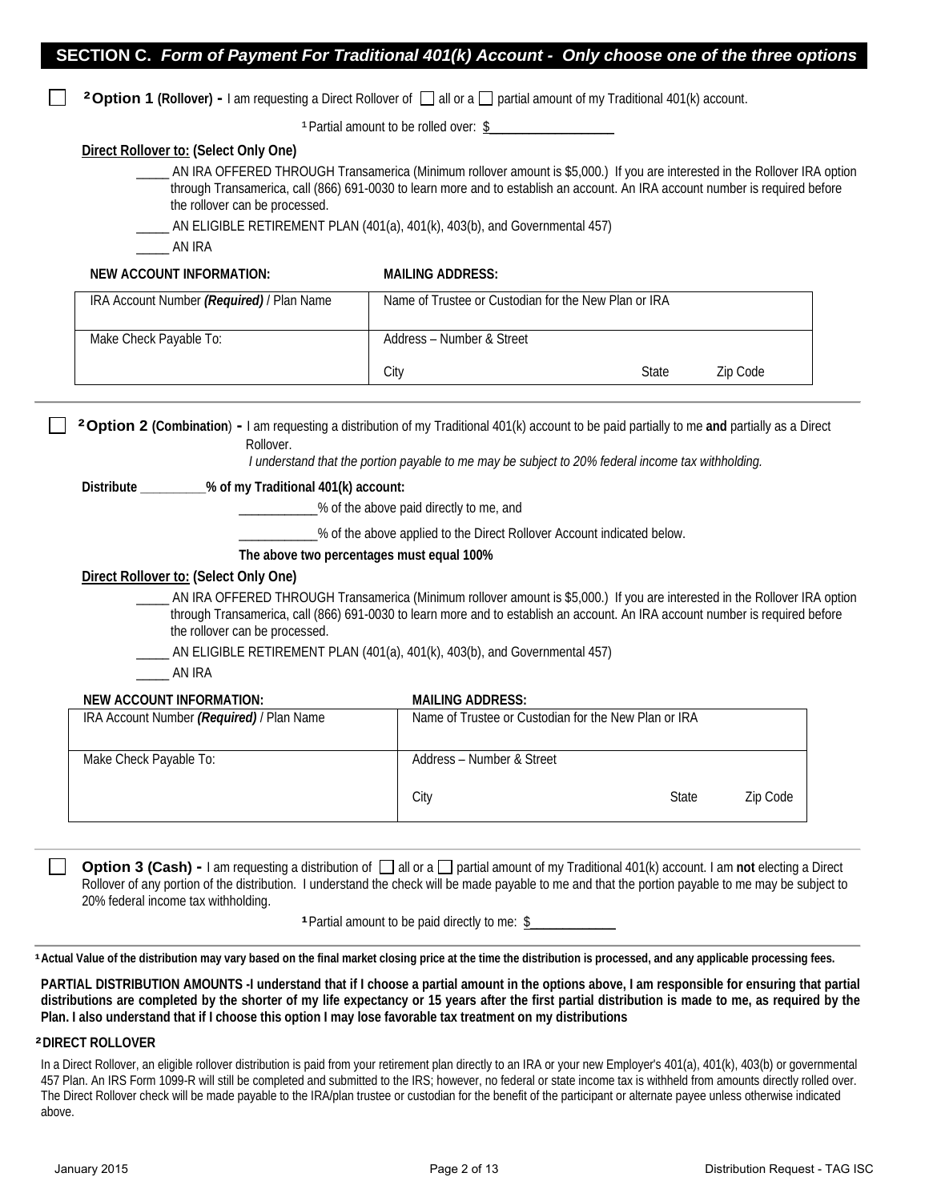## SECTION C. *Form of Payment For Traditional 401(k) Account - Only choose one of the three options*

☐ [2] **Option 1 (Rollover) -** I am requesting a Direct Rollover of ☐ all or a ☐ partial amount of my Traditional 401(k) account.

[1] Partial amount to be rolled over: $__________________

**Direct Rollover to: (Select Only One)**

_____ AN IRA OFFERED THROUGH Transamerica (Minimum rollover amount is $5,000.) If you are interested in the Rollover IRA option through Transamerica, call (866) 691-0030 to learn more and to establish an account. An IRA account number is required before the rollover can be processed.

_____ AN ELIGIBLE RETIREMENT PLAN (401(a), 401(k), 403(b), and Governmental 457)

_____ AN IRA

| NEW ACCOUNT INFORMATION: | MAILING ADDRESS: |
|---|---|
| IRA Account Number ***(Required)*** / Plan Name | Name of Trustee or Custodian for the New Plan or IRA |
| Make Check Payable To: | Address – Number & Street |
| | City State Zip Code |

☐ [2] **Option 2 (Combination) -** I am requesting a distribution of my Traditional 401(k) account to be paid partially to me **and** partially as a Direct Rollover.

*I understand that the portion payable to me may be subject to 20% federal income tax withholding.*

**Distribute __________% of my Traditional 401(k) account:**

____________% of the above paid directly to me, and

____________% of the above applied to the Direct Rollover Account indicated below.

**The above two percentages must equal 100%**

**Direct Rollover to: (Select Only One)**

_____ AN IRA OFFERED THROUGH Transamerica (Minimum rollover amount is $5,000.) If you are interested in the Rollover IRA option through Transamerica, call (866) 691-0030 to learn more and to establish an account. An IRA account number is required before the rollover can be processed.

_____ AN ELIGIBLE RETIREMENT PLAN (401(a), 401(k), 403(b), and Governmental 457)

_____ AN IRA

| NEW ACCOUNT INFORMATION: | MAILING ADDRESS: |
|---|---|
| IRA Account Number ***(Required)*** / Plan Name | Name of Trustee or Custodian for the New Plan or IRA |
| Make Check Payable To: | Address – Number & Street |
| | City State Zip Code |

☐ **Option 3 (Cash) -** I am requesting a distribution of ☐ all or a ☐ partial amount of my Traditional 401(k) account. I am **not** electing a Direct Rollover of any portion of the distribution. I understand the check will be made payable to me and that the portion payable to me may be subject to 20% federal income tax withholding.

[1] Partial amount to be paid directly to me: $_____________

**[1] Actual Value of the distribution may vary based on the final market closing price at the time the distribution is processed, and any applicable processing fees.**

**PARTIAL DISTRIBUTION AMOUNTS -I understand that if I choose a partial amount in the options above, I am responsible for ensuring that partial distributions are completed by the shorter of my life expectancy or 15 years after the first partial distribution is made to me, as required by the Plan. I also understand that if I choose this option I may lose favorable tax treatment on my distributions**

**[2] DIRECT ROLLOVER**

In a Direct Rollover, an eligible rollover distribution is paid from your retirement plan directly to an IRA or your new Employer's 401(a), 401(k), 403(b) or governmental 457 Plan. An IRS Form 1099-R will still be completed and submitted to the IRS; however, no federal or state income tax is withheld from amounts directly rolled over. The Direct Rollover check will be made payable to the IRA/plan trustee or custodian for the benefit of the participant or alternate payee unless otherwise indicated above.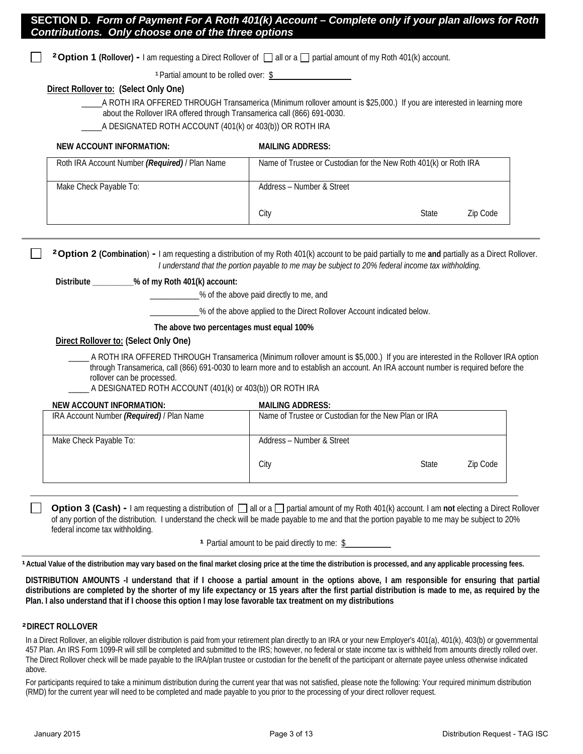## SECTION D. *Form of Payment For A Roth 401(k) Account – Complete only if your plan allows for Roth Contributions. Only choose one of the three options*

☐ [2] **Option 1 (Rollover) -** I am requesting a Direct Rollover of ☐ all or a ☐ partial amount of my Roth 401(k) account.

[1] Partial amount to be rolled over: $__________________

**Direct Rollover to: (Select Only One)**

_____A ROTH IRA OFFERED THROUGH Transamerica (Minimum rollover amount is $25,000.) If you are interested in learning more about the Rollover IRA offered through Transamerica call (866) 691-0030.

_____A DESIGNATED ROTH ACCOUNT (401(k) or 403(b)) OR ROTH IRA

| NEW ACCOUNT INFORMATION: | MAILING ADDRESS: |
|---|---|
| Roth IRA Account Number ***(Required)*** / Plan Name | Name of Trustee or Custodian for the New Roth 401(k) or Roth IRA |
| Make Check Payable To: | Address – Number & Street<br><br>City State Zip Code |

☐ [2] **Option 2 (Combination) -** I am requesting a distribution of my Roth 401(k) account to be paid partially to me **and** partially as a Direct Rollover. *I understand that the portion payable to me may be subject to 20% federal income tax withholding.*

**Distribute __________% of my Roth 401(k) account:**

____________% of the above paid directly to me, and

____________% of the above applied to the Direct Rollover Account indicated below.

**The above two percentages must equal 100%**

**Direct Rollover to: (Select Only One)**

_____ A ROTH IRA OFFERED THROUGH Transamerica (Minimum rollover amount is $5,000.) If you are interested in the Rollover IRA option through Transamerica, call (866) 691-0030 to learn more and to establish an account. An IRA account number is required before the rollover can be processed.

_____ A DESIGNATED ROTH ACCOUNT (401(k) or 403(b)) OR ROTH IRA

| NEW ACCOUNT INFORMATION: | MAILING ADDRESS: |
|---|---|
| IRA Account Number ***(Required)*** / Plan Name | Name of Trustee or Custodian for the New Plan or IRA |
| Make Check Payable To: | Address – Number & Street<br><br>City State Zip Code |

☐ **Option 3 (Cash) -** I am requesting a distribution of ☐ all or a ☐ partial amount of my Roth 401(k) account. I am **not** electing a Direct Rollover of any portion of the distribution. I understand the check will be made payable to me and that the portion payable to me may be subject to 20% federal income tax withholding.

[1] Partial amount to be paid directly to me: $___________

**[1] Actual Value of the distribution may vary based on the final market closing price at the time the distribution is processed, and any applicable processing fees.**

**DISTRIBUTION AMOUNTS -I understand that if I choose a partial amount in the options above, I am responsible for ensuring that partial distributions are completed by the shorter of my life expectancy or 15 years after the first partial distribution is made to me, as required by the Plan. I also understand that if I choose this option I may lose favorable tax treatment on my distributions**

**[2] DIRECT ROLLOVER**

In a Direct Rollover, an eligible rollover distribution is paid from your retirement plan directly to an IRA or your new Employer's 401(a), 401(k), 403(b) or governmental 457 Plan. An IRS Form 1099-R will still be completed and submitted to the IRS; however, no federal or state income tax is withheld from amounts directly rolled over. The Direct Rollover check will be made payable to the IRA/plan trustee or custodian for the benefit of the participant or alternate payee unless otherwise indicated above.

For participants required to take a minimum distribution during the current year that was not satisfied, please note the following: Your required minimum distribution (RMD) for the current year will need to be completed and made payable to you prior to the processing of your direct rollover request.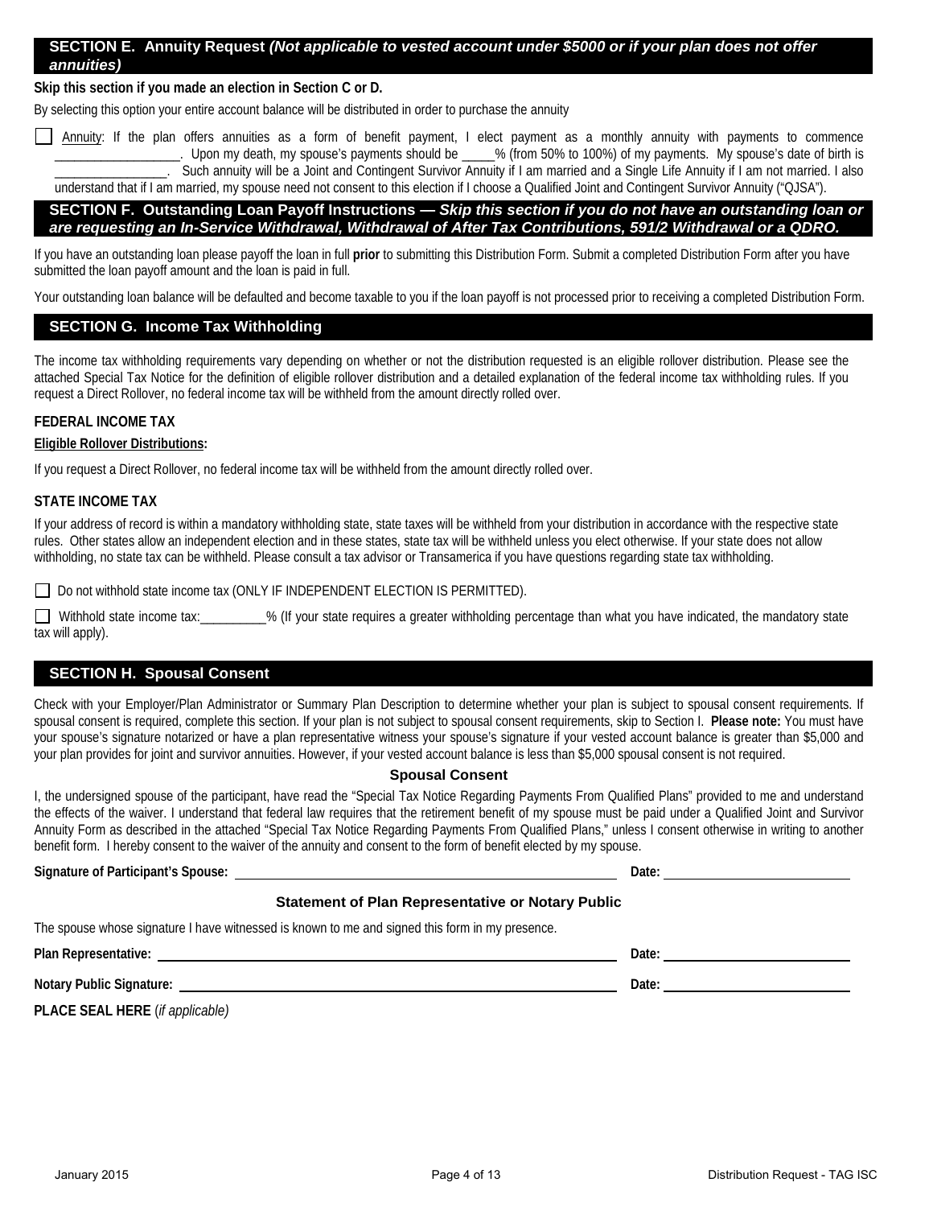## SECTION E. Annuity Request *(Not applicable to vested account under $5000 or if your plan does not offer annuities)*

**Skip this section if you made an election in Section C or D.**

By selecting this option your entire account balance will be distributed in order to purchase the annuity

☐ Annuity: If the plan offers annuities as a form of benefit payment, I elect payment as a monthly annuity with payments to commence ___________________. Upon my death, my spouse's payments should be _____% (from 50% to 100%) of my payments. My spouse's date of birth is ________________. Such annuity will be a Joint and Contingent Survivor Annuity if I am married and a Single Life Annuity if I am not married. I also understand that if I am married, my spouse need not consent to this election if I choose a Qualified Joint and Contingent Survivor Annuity ("QJSA").

## SECTION F. Outstanding Loan Payoff Instructions — *Skip this section if you do not have an outstanding loan or are requesting an In-Service Withdrawal, Withdrawal of After Tax Contributions, 591/2 Withdrawal or a QDRO.*

If you have an outstanding loan please payoff the loan in full **prior** to submitting this Distribution Form. Submit a completed Distribution Form after you have submitted the loan payoff amount and the loan is paid in full.

Your outstanding loan balance will be defaulted and become taxable to you if the loan payoff is not processed prior to receiving a completed Distribution Form.

## SECTION G. Income Tax Withholding

The income tax withholding requirements vary depending on whether or not the distribution requested is an eligible rollover distribution. Please see the attached Special Tax Notice for the definition of eligible rollover distribution and a detailed explanation of the federal income tax withholding rules. If you request a Direct Rollover, no federal income tax will be withheld from the amount directly rolled over.

**FEDERAL INCOME TAX**

**Eligible Rollover Distributions:**

If you request a Direct Rollover, no federal income tax will be withheld from the amount directly rolled over.

**STATE INCOME TAX**

If your address of record is within a mandatory withholding state, state taxes will be withheld from your distribution in accordance with the respective state rules. Other states allow an independent election and in these states, state tax will be withheld unless you elect otherwise. If your state does not allow withholding, no state tax can be withheld. Please consult a tax advisor or Transamerica if you have questions regarding state tax withholding.

☐ Do not withhold state income tax (ONLY IF INDEPENDENT ELECTION IS PERMITTED).

☐ Withhold state income tax:__________% (If your state requires a greater withholding percentage than what you have indicated, the mandatory state tax will apply).

## SECTION H. Spousal Consent

Check with your Employer/Plan Administrator or Summary Plan Description to determine whether your plan is subject to spousal consent requirements. If spousal consent is required, complete this section. If your plan is not subject to spousal consent requirements, skip to Section I. **Please note:** You must have your spouse's signature notarized or have a plan representative witness your spouse's signature if your vested account balance is greater than $5,000 and your plan provides for joint and survivor annuities. However, if your vested account balance is less than $5,000 spousal consent is not required.

### Spousal Consent

I, the undersigned spouse of the participant, have read the "Special Tax Notice Regarding Payments From Qualified Plans" provided to me and understand the effects of the waiver. I understand that federal law requires that the retirement benefit of my spouse must be paid under a Qualified Joint and Survivor Annuity Form as described in the attached "Special Tax Notice Regarding Payments From Qualified Plans," unless I consent otherwise in writing to another benefit form. I hereby consent to the waiver of the annuity and consent to the form of benefit elected by my spouse.

**Signature of Participant's Spouse:** ______________________________ **Date:** ______________

### Statement of Plan Representative or Notary Public

The spouse whose signature I have witnessed is known to me and signed this form in my presence.

**Plan Representative:** ______________________________ **Date:** ______________

**Notary Public Signature:** ______________________________ **Date:** ______________

**PLACE SEAL HERE** (*if applicable)*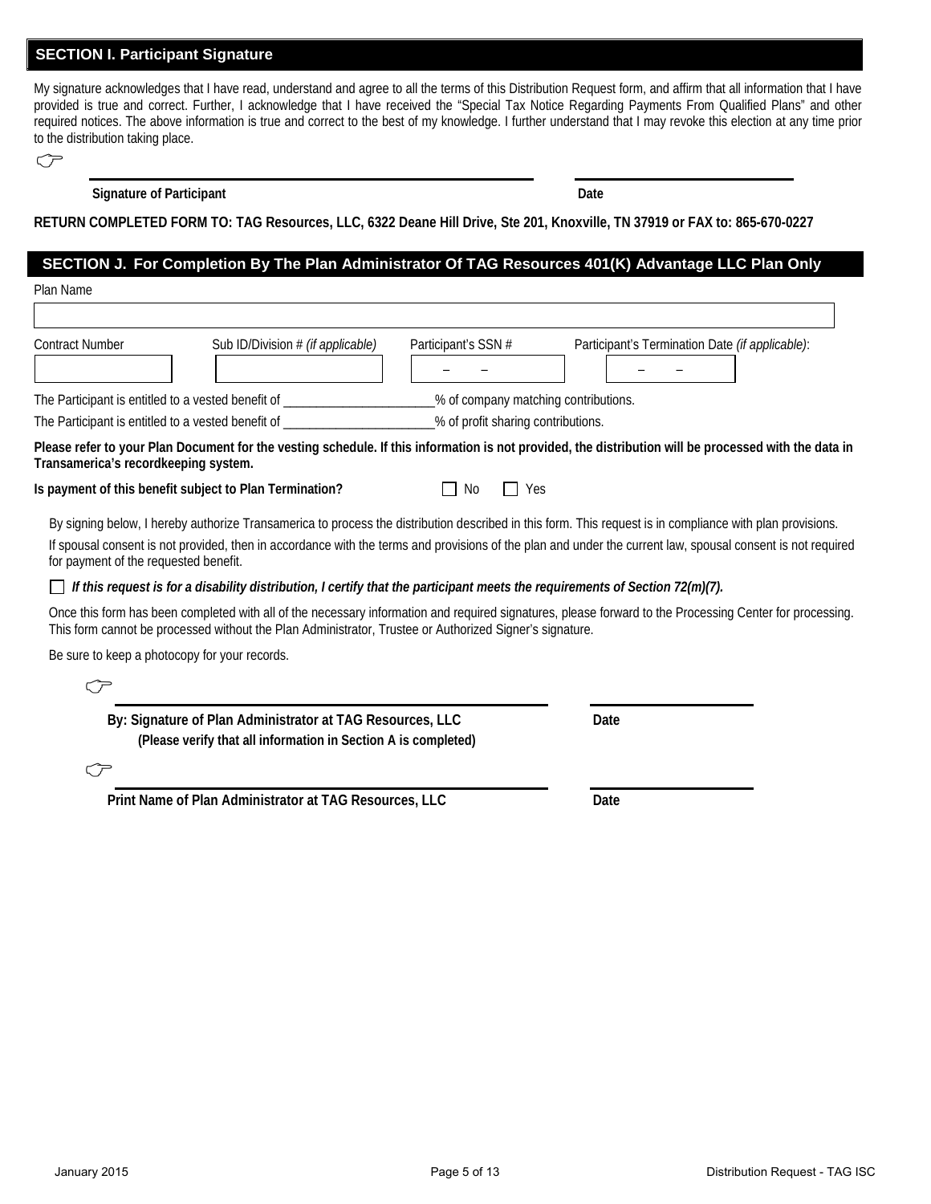## SECTION I. Participant Signature

My signature acknowledges that I have read, understand and agree to all the terms of this Distribution Request form, and affirm that all information that I have provided is true and correct. Further, I acknowledge that I have received the "Special Tax Notice Regarding Payments From Qualified Plans" and other required notices. The above information is true and correct to the best of my knowledge. I further understand that I may revoke this election at any time prior to the distribution taking place.

☞ ______________________________ ______________

**Signature of Participant** **Date**

**RETURN COMPLETED FORM TO: TAG Resources, LLC, 6322 Deane Hill Drive, Ste 201, Knoxville, TN 37919 or FAX to: 865-670-0227**

## SECTION J. For Completion By The Plan Administrator Of TAG Resources 401(K) Advantage LLC Plan Only

Plan Name

______________________________

| Contract Number | Sub ID/Division # *(if applicable)* | Participant's SSN # | Participant's Termination Date *(if applicable)*: |
|---|---|---|---|
| | | – – | – – |

The Participant is entitled to a vested benefit of _______________________% of company matching contributions.

The Participant is entitled to a vested benefit of _______________________% of profit sharing contributions.

**Please refer to your Plan Document for the vesting schedule. If this information is not provided, the distribution will be processed with the data in Transamerica's recordkeeping system.**

**Is payment of this benefit subject to Plan Termination?** ☐ No ☐ Yes

By signing below, I hereby authorize Transamerica to process the distribution described in this form. This request is in compliance with plan provisions.

If spousal consent is not provided, then in accordance with the terms and provisions of the plan and under the current law, spousal consent is not required for payment of the requested benefit.

☐ ***If this request is for a disability distribution, I certify that the participant meets the requirements of Section 72(m)(7).***

Once this form has been completed with all of the necessary information and required signatures, please forward to the Processing Center for processing. This form cannot be processed without the Plan Administrator, Trustee or Authorized Signer's signature.

Be sure to keep a photocopy for your records.

☞ ______________________________ ______________

**By: Signature of Plan Administrator at TAG Resources, LLC** **Date**
**(Please verify that all information in Section A is completed)**

☞ ______________________________ ______________

**Print Name of Plan Administrator at TAG Resources, LLC** **Date**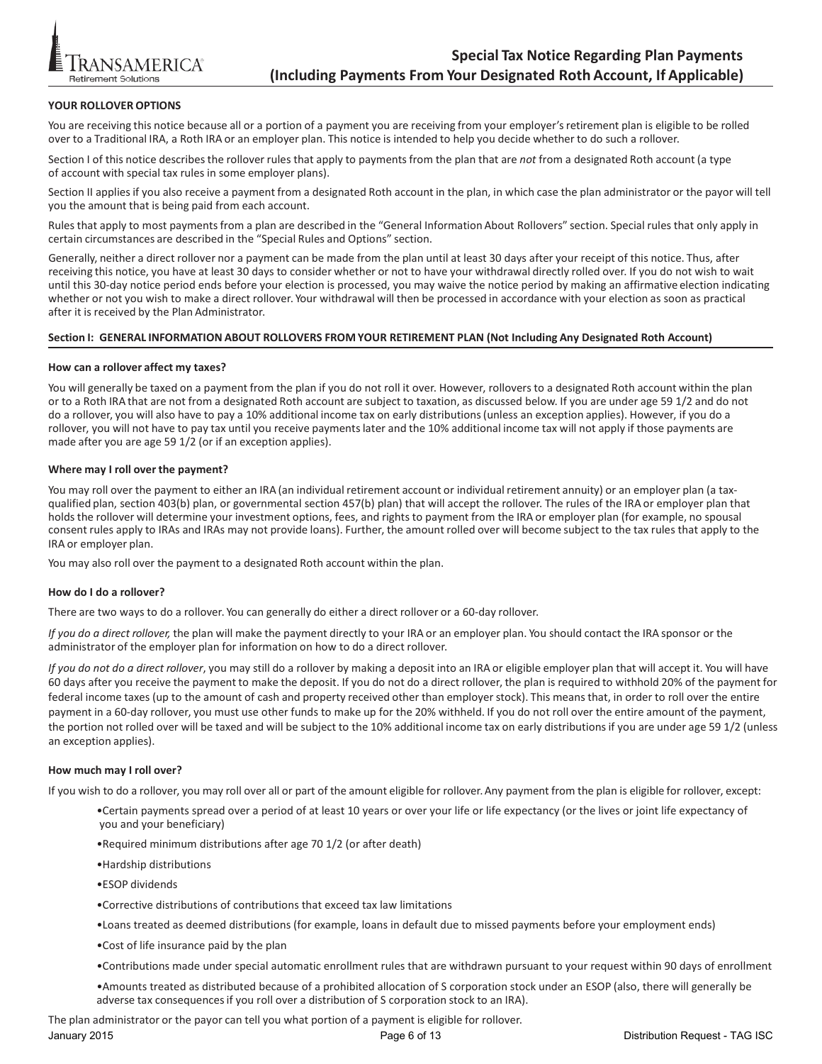# Special Tax Notice Regarding Plan Payments (Including Payments From Your Designated Roth Account, If Applicable)

**YOUR ROLLOVER OPTIONS**

You are receiving this notice because all or a portion of a payment you are receiving from your employer's retirement plan is eligible to be rolled over to a Traditional IRA, a Roth IRA or an employer plan. This notice is intended to help you decide whether to do such a rollover.

Section I of this notice describes the rollover rules that apply to payments from the plan that are *not* from a designated Roth account (a type of account with special tax rules in some employer plans).

Section II applies if you also receive a payment from a designated Roth account in the plan, in which case the plan administrator or the payor will tell you the amount that is being paid from each account.

Rules that apply to most payments from a plan are described in the "General Information About Rollovers" section. Special rules that only apply in certain circumstances are described in the "Special Rules and Options" section.

Generally, neither a direct rollover nor a payment can be made from the plan until at least 30 days after your receipt of this notice. Thus, after receiving this notice, you have at least 30 days to consider whether or not to have your withdrawal directly rolled over. If you do not wish to wait until this 30-day notice period ends before your election is processed, you may waive the notice period by making an affirmative election indicating whether or not you wish to make a direct rollover. Your withdrawal will then be processed in accordance with your election as soon as practical after it is received by the Plan Administrator.

## Section I: GENERAL INFORMATION ABOUT ROLLOVERS FROM YOUR RETIREMENT PLAN (Not Including Any Designated Roth Account)

**How can a rollover affect my taxes?**

You will generally be taxed on a payment from the plan if you do not roll it over. However, rollovers to a designated Roth account within the plan or to a Roth IRA that are not from a designated Roth account are subject to taxation, as discussed below. If you are under age 59 1/2 and do not do a rollover, you will also have to pay a 10% additional income tax on early distributions (unless an exception applies). However, if you do a rollover, you will not have to pay tax until you receive payments later and the 10% additional income tax will not apply if those payments are made after you are age 59 1/2 (or if an exception applies).

**Where may I roll over the payment?**

You may roll over the payment to either an IRA (an individual retirement account or individual retirement annuity) or an employer plan (a tax-qualified plan, section 403(b) plan, or governmental section 457(b) plan) that will accept the rollover. The rules of the IRA or employer plan that holds the rollover will determine your investment options, fees, and rights to payment from the IRA or employer plan (for example, no spousal consent rules apply to IRAs and IRAs may not provide loans). Further, the amount rolled over will become subject to the tax rules that apply to the IRA or employer plan.

You may also roll over the payment to a designated Roth account within the plan.

**How do I do a rollover?**

There are two ways to do a rollover. You can generally do either a direct rollover or a 60-day rollover.

*If you do a direct rollover,* the plan will make the payment directly to your IRA or an employer plan. You should contact the IRA sponsor or the administrator of the employer plan for information on how to do a direct rollover.

*If you do not do a direct rollover*, you may still do a rollover by making a deposit into an IRA or eligible employer plan that will accept it. You will have 60 days after you receive the payment to make the deposit. If you do not do a direct rollover, the plan is required to withhold 20% of the payment for federal income taxes (up to the amount of cash and property received other than employer stock). This means that, in order to roll over the entire payment in a 60-day rollover, you must use other funds to make up for the 20% withheld. If you do not roll over the entire amount of the payment, the portion not rolled over will be taxed and will be subject to the 10% additional income tax on early distributions if you are under age 59 1/2 (unless an exception applies).

**How much may I roll over?**

If you wish to do a rollover, you may roll over all or part of the amount eligible for rollover. Any payment from the plan is eligible for rollover, except:

- Certain payments spread over a period of at least 10 years or over your life or life expectancy (or the lives or joint life expectancy of you and your beneficiary)
- Required minimum distributions after age 70 1/2 (or after death)
- Hardship distributions
- ESOP dividends
- Corrective distributions of contributions that exceed tax law limitations
- Loans treated as deemed distributions (for example, loans in default due to missed payments before your employment ends)
- Cost of life insurance paid by the plan
- Contributions made under special automatic enrollment rules that are withdrawn pursuant to your request within 90 days of enrollment
- Amounts treated as distributed because of a prohibited allocation of S corporation stock under an ESOP (also, there will generally be adverse tax consequences if you roll over a distribution of S corporation stock to an IRA).

The plan administrator or the payor can tell you what portion of a payment is eligible for rollover.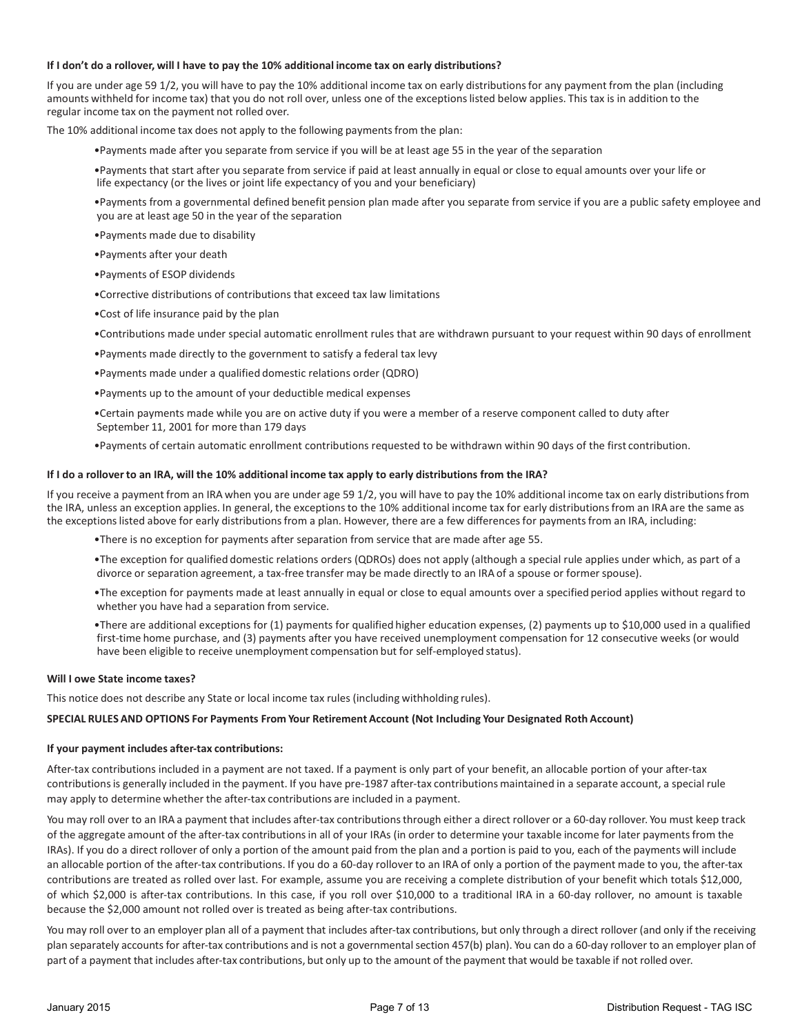**If I don't do a rollover, will I have to pay the 10% additional income tax on early distributions?**

If you are under age 59 1/2, you will have to pay the 10% additional income tax on early distributions for any payment from the plan (including amounts withheld for income tax) that you do not roll over, unless one of the exceptions listed below applies. This tax is in addition to the regular income tax on the payment not rolled over.

The 10% additional income tax does not apply to the following payments from the plan:

- Payments made after you separate from service if you will be at least age 55 in the year of the separation
- Payments that start after you separate from service if paid at least annually in equal or close to equal amounts over your life or life expectancy (or the lives or joint life expectancy of you and your beneficiary)
- Payments from a governmental defined benefit pension plan made after you separate from service if you are a public safety employee and you are at least age 50 in the year of the separation
- Payments made due to disability
- Payments after your death
- Payments of ESOP dividends
- Corrective distributions of contributions that exceed tax law limitations
- Cost of life insurance paid by the plan
- Contributions made under special automatic enrollment rules that are withdrawn pursuant to your request within 90 days of enrollment
- Payments made directly to the government to satisfy a federal tax levy
- Payments made under a qualified domestic relations order (QDRO)
- Payments up to the amount of your deductible medical expenses
- Certain payments made while you are on active duty if you were a member of a reserve component called to duty after September 11, 2001 for more than 179 days
- Payments of certain automatic enrollment contributions requested to be withdrawn within 90 days of the first contribution.

**If I do a rollover to an IRA, will the 10% additional income tax apply to early distributions from the IRA?**

If you receive a payment from an IRA when you are under age 59 1/2, you will have to pay the 10% additional income tax on early distributions from the IRA, unless an exception applies. In general, the exceptions to the 10% additional income tax for early distributions from an IRA are the same as the exceptions listed above for early distributions from a plan. However, there are a few differences for payments from an IRA, including:

- There is no exception for payments after separation from service that are made after age 55.
- The exception for qualified domestic relations orders (QDROs) does not apply (although a special rule applies under which, as part of a divorce or separation agreement, a tax-free transfer may be made directly to an IRA of a spouse or former spouse).
- The exception for payments made at least annually in equal or close to equal amounts over a specified period applies without regard to whether you have had a separation from service.
- There are additional exceptions for (1) payments for qualified higher education expenses, (2) payments up to $10,000 used in a qualified first-time home purchase, and (3) payments after you have received unemployment compensation for 12 consecutive weeks (or would have been eligible to receive unemployment compensation but for self-employed status).

**Will I owe State income taxes?**

This notice does not describe any State or local income tax rules (including withholding rules).

**SPECIAL RULES AND OPTIONS For Payments From Your Retirement Account (Not Including Your Designated Roth Account)**

**If your payment includes after-tax contributions:**

After-tax contributions included in a payment are not taxed. If a payment is only part of your benefit, an allocable portion of your after-tax contributions is generally included in the payment. If you have pre-1987 after-tax contributions maintained in a separate account, a special rule may apply to determine whether the after-tax contributions are included in a payment.

You may roll over to an IRA a payment that includes after-tax contributions through either a direct rollover or a 60-day rollover. You must keep track of the aggregate amount of the after-tax contributions in all of your IRAs (in order to determine your taxable income for later payments from the IRAs). If you do a direct rollover of only a portion of the amount paid from the plan and a portion is paid to you, each of the payments will include an allocable portion of the after-tax contributions. If you do a 60-day rollover to an IRA of only a portion of the payment made to you, the after-tax contributions are treated as rolled over last. For example, assume you are receiving a complete distribution of your benefit which totals $12,000, of which $2,000 is after-tax contributions. In this case, if you roll over $10,000 to a traditional IRA in a 60-day rollover, no amount is taxable because the $2,000 amount not rolled over is treated as being after-tax contributions.

You may roll over to an employer plan all of a payment that includes after-tax contributions, but only through a direct rollover (and only if the receiving plan separately accounts for after-tax contributions and is not a governmental section 457(b) plan). You can do a 60-day rollover to an employer plan of part of a payment that includes after-tax contributions, but only up to the amount of the payment that would be taxable if not rolled over.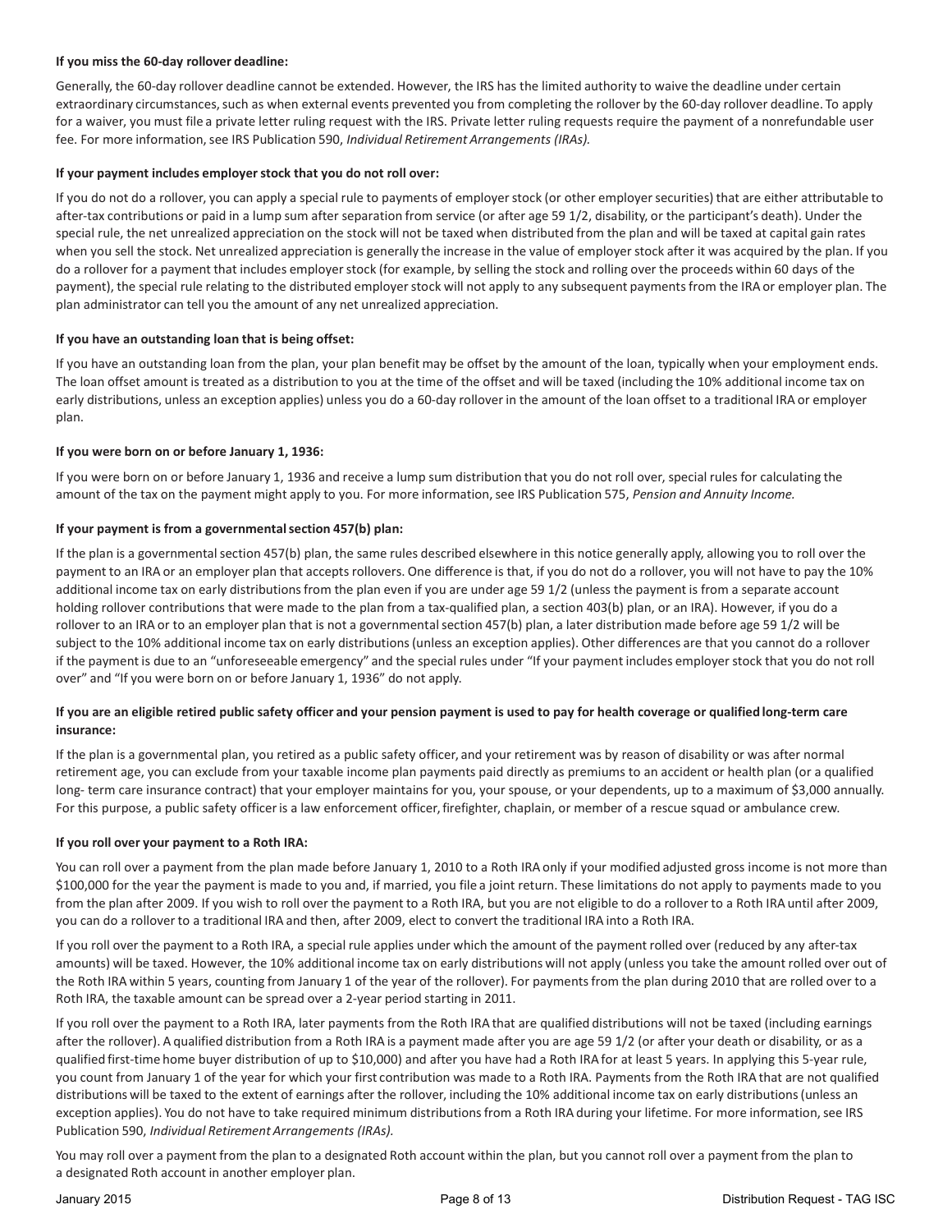**If you miss the 60-day rollover deadline:**

Generally, the 60-day rollover deadline cannot be extended. However, the IRS has the limited authority to waive the deadline under certain extraordinary circumstances, such as when external events prevented you from completing the rollover by the 60-day rollover deadline. To apply for a waiver, you must file a private letter ruling request with the IRS. Private letter ruling requests require the payment of a nonrefundable user fee. For more information, see IRS Publication 590, *Individual Retirement Arrangements (IRAs).*

**If your payment includes employer stock that you do not roll over:**

If you do not do a rollover, you can apply a special rule to payments of employer stock (or other employer securities) that are either attributable to after-tax contributions or paid in a lump sum after separation from service (or after age 59 1/2, disability, or the participant's death). Under the special rule, the net unrealized appreciation on the stock will not be taxed when distributed from the plan and will be taxed at capital gain rates when you sell the stock. Net unrealized appreciation is generally the increase in the value of employer stock after it was acquired by the plan. If you do a rollover for a payment that includes employer stock (for example, by selling the stock and rolling over the proceeds within 60 days of the payment), the special rule relating to the distributed employer stock will not apply to any subsequent payments from the IRA or employer plan. The plan administrator can tell you the amount of any net unrealized appreciation.

**If you have an outstanding loan that is being offset:**

If you have an outstanding loan from the plan, your plan benefit may be offset by the amount of the loan, typically when your employment ends. The loan offset amount is treated as a distribution to you at the time of the offset and will be taxed (including the 10% additional income tax on early distributions, unless an exception applies) unless you do a 60-day rollover in the amount of the loan offset to a traditional IRA or employer plan.

**If you were born on or before January 1, 1936:**

If you were born on or before January 1, 1936 and receive a lump sum distribution that you do not roll over, special rules for calculating the amount of the tax on the payment might apply to you. For more information, see IRS Publication 575, *Pension and Annuity Income.*

**If your payment is from a governmental section 457(b) plan:**

If the plan is a governmental section 457(b) plan, the same rules described elsewhere in this notice generally apply, allowing you to roll over the payment to an IRA or an employer plan that accepts rollovers. One difference is that, if you do not do a rollover, you will not have to pay the 10% additional income tax on early distributions from the plan even if you are under age 59 1/2 (unless the payment is from a separate account holding rollover contributions that were made to the plan from a tax-qualified plan, a section 403(b) plan, or an IRA). However, if you do a rollover to an IRA or to an employer plan that is not a governmental section 457(b) plan, a later distribution made before age 59 1/2 will be subject to the 10% additional income tax on early distributions (unless an exception applies). Other differences are that you cannot do a rollover if the payment is due to an "unforeseeable emergency" and the special rules under "If your payment includes employer stock that you do not roll over" and "If you were born on or before January 1, 1936" do not apply.

**If you are an eligible retired public safety officer and your pension payment is used to pay for health coverage or qualified long-term care insurance:**

If the plan is a governmental plan, you retired as a public safety officer, and your retirement was by reason of disability or was after normal retirement age, you can exclude from your taxable income plan payments paid directly as premiums to an accident or health plan (or a qualified long- term care insurance contract) that your employer maintains for you, your spouse, or your dependents, up to a maximum of $3,000 annually. For this purpose, a public safety officer is a law enforcement officer, firefighter, chaplain, or member of a rescue squad or ambulance crew.

**If you roll over your payment to a Roth IRA:**

You can roll over a payment from the plan made before January 1, 2010 to a Roth IRA only if your modified adjusted gross income is not more than $100,000 for the year the payment is made to you and, if married, you file a joint return. These limitations do not apply to payments made to you from the plan after 2009. If you wish to roll over the payment to a Roth IRA, but you are not eligible to do a rollover to a Roth IRA until after 2009, you can do a rollover to a traditional IRA and then, after 2009, elect to convert the traditional IRA into a Roth IRA.

If you roll over the payment to a Roth IRA, a special rule applies under which the amount of the payment rolled over (reduced by any after-tax amounts) will be taxed. However, the 10% additional income tax on early distributions will not apply (unless you take the amount rolled over out of the Roth IRA within 5 years, counting from January 1 of the year of the rollover). For payments from the plan during 2010 that are rolled over to a Roth IRA, the taxable amount can be spread over a 2-year period starting in 2011.

If you roll over the payment to a Roth IRA, later payments from the Roth IRA that are qualified distributions will not be taxed (including earnings after the rollover). A qualified distribution from a Roth IRA is a payment made after you are age 59 1/2 (or after your death or disability, or as a qualified first-time home buyer distribution of up to $10,000) and after you have had a Roth IRA for at least 5 years. In applying this 5-year rule, you count from January 1 of the year for which your first contribution was made to a Roth IRA. Payments from the Roth IRA that are not qualified distributions will be taxed to the extent of earnings after the rollover, including the 10% additional income tax on early distributions (unless an exception applies). You do not have to take required minimum distributions from a Roth IRA during your lifetime. For more information, see IRS Publication 590, *Individual Retirement Arrangements (IRAs).*

You may roll over a payment from the plan to a designated Roth account within the plan, but you cannot roll over a payment from the plan to a designated Roth account in another employer plan.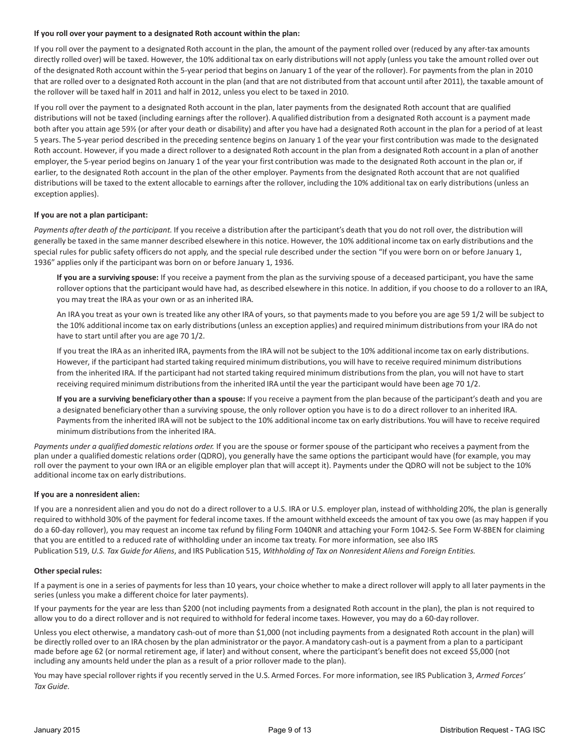**If you roll over your payment to a designated Roth account within the plan:**

If you roll over the payment to a designated Roth account in the plan, the amount of the payment rolled over (reduced by any after-tax amounts directly rolled over) will be taxed. However, the 10% additional tax on early distributions will not apply (unless you take the amount rolled over out of the designated Roth account within the 5-year period that begins on January 1 of the year of the rollover). For payments from the plan in 2010 that are rolled over to a designated Roth account in the plan (and that are not distributed from that account until after 2011), the taxable amount of the rollover will be taxed half in 2011 and half in 2012, unless you elect to be taxed in 2010.

If you roll over the payment to a designated Roth account in the plan, later payments from the designated Roth account that are qualified distributions will not be taxed (including earnings after the rollover). A qualified distribution from a designated Roth account is a payment made both after you attain age 59½ (or after your death or disability) and after you have had a designated Roth account in the plan for a period of at least 5 years. The 5-year period described in the preceding sentence begins on January 1 of the year your first contribution was made to the designated Roth account. However, if you made a direct rollover to a designated Roth account in the plan from a designated Roth account in a plan of another employer, the 5-year period begins on January 1 of the year your first contribution was made to the designated Roth account in the plan or, if earlier, to the designated Roth account in the plan of the other employer. Payments from the designated Roth account that are not qualified distributions will be taxed to the extent allocable to earnings after the rollover, including the 10% additional tax on early distributions (unless an exception applies).

**If you are not a plan participant:**

*Payments after death of the participant.* If you receive a distribution after the participant's death that you do not roll over, the distribution will generally be taxed in the same manner described elsewhere in this notice. However, the 10% additional income tax on early distributions and the special rules for public safety officers do not apply, and the special rule described under the section "If you were born on or before January 1, 1936" applies only if the participant was born on or before January 1, 1936.

> **If you are a surviving spouse:** If you receive a payment from the plan as the surviving spouse of a deceased participant, you have the same rollover options that the participant would have had, as described elsewhere in this notice. In addition, if you choose to do a rollover to an IRA, you may treat the IRA as your own or as an inherited IRA.
>
> An IRA you treat as your own is treated like any other IRA of yours, so that payments made to you before you are age 59 1/2 will be subject to the 10% additional income tax on early distributions (unless an exception applies) and required minimum distributions from your IRA do not have to start until after you are age 70 1/2.
>
> If you treat the IRA as an inherited IRA, payments from the IRA will not be subject to the 10% additional income tax on early distributions. However, if the participant had started taking required minimum distributions, you will have to receive required minimum distributions from the inherited IRA. If the participant had not started taking required minimum distributions from the plan, you will not have to start receiving required minimum distributions from the inherited IRA until the year the participant would have been age 70 1/2.
>
> **If you are a surviving beneficiary other than a spouse:** If you receive a payment from the plan because of the participant's death and you are a designated beneficiary other than a surviving spouse, the only rollover option you have is to do a direct rollover to an inherited IRA. Payments from the inherited IRA will not be subject to the 10% additional income tax on early distributions. You will have to receive required minimum distributions from the inherited IRA.

*Payments under a qualified domestic relations order.* If you are the spouse or former spouse of the participant who receives a payment from the plan under a qualified domestic relations order (QDRO), you generally have the same options the participant would have (for example, you may roll over the payment to your own IRA or an eligible employer plan that will accept it). Payments under the QDRO will not be subject to the 10% additional income tax on early distributions.

**If you are a nonresident alien:**

If you are a nonresident alien and you do not do a direct rollover to a U.S. IRA or U.S. employer plan, instead of withholding 20%, the plan is generally required to withhold 30% of the payment for federal income taxes. If the amount withheld exceeds the amount of tax you owe (as may happen if you do a 60-day rollover), you may request an income tax refund by filing Form 1040NR and attaching your Form 1042-S. See Form W-8BEN for claiming that you are entitled to a reduced rate of withholding under an income tax treaty. For more information, see also IRS Publication 519, *U.S. Tax Guide for Aliens*, and IRS Publication 515, *Withholding of Tax on Nonresident Aliens and Foreign Entities.*

**Other special rules:**

If a payment is one in a series of payments for less than 10 years, your choice whether to make a direct rollover will apply to all later payments in the series (unless you make a different choice for later payments).

If your payments for the year are less than $200 (not including payments from a designated Roth account in the plan), the plan is not required to allow you to do a direct rollover and is not required to withhold for federal income taxes. However, you may do a 60-day rollover.

Unless you elect otherwise, a mandatory cash-out of more than $1,000 (not including payments from a designated Roth account in the plan) will be directly rolled over to an IRA chosen by the plan administrator or the payor. A mandatory cash-out is a payment from a plan to a participant made before age 62 (or normal retirement age, if later) and without consent, where the participant's benefit does not exceed $5,000 (not including any amounts held under the plan as a result of a prior rollover made to the plan).

You may have special rollover rights if you recently served in the U.S. Armed Forces. For more information, see IRS Publication 3, *Armed Forces' Tax Guide.*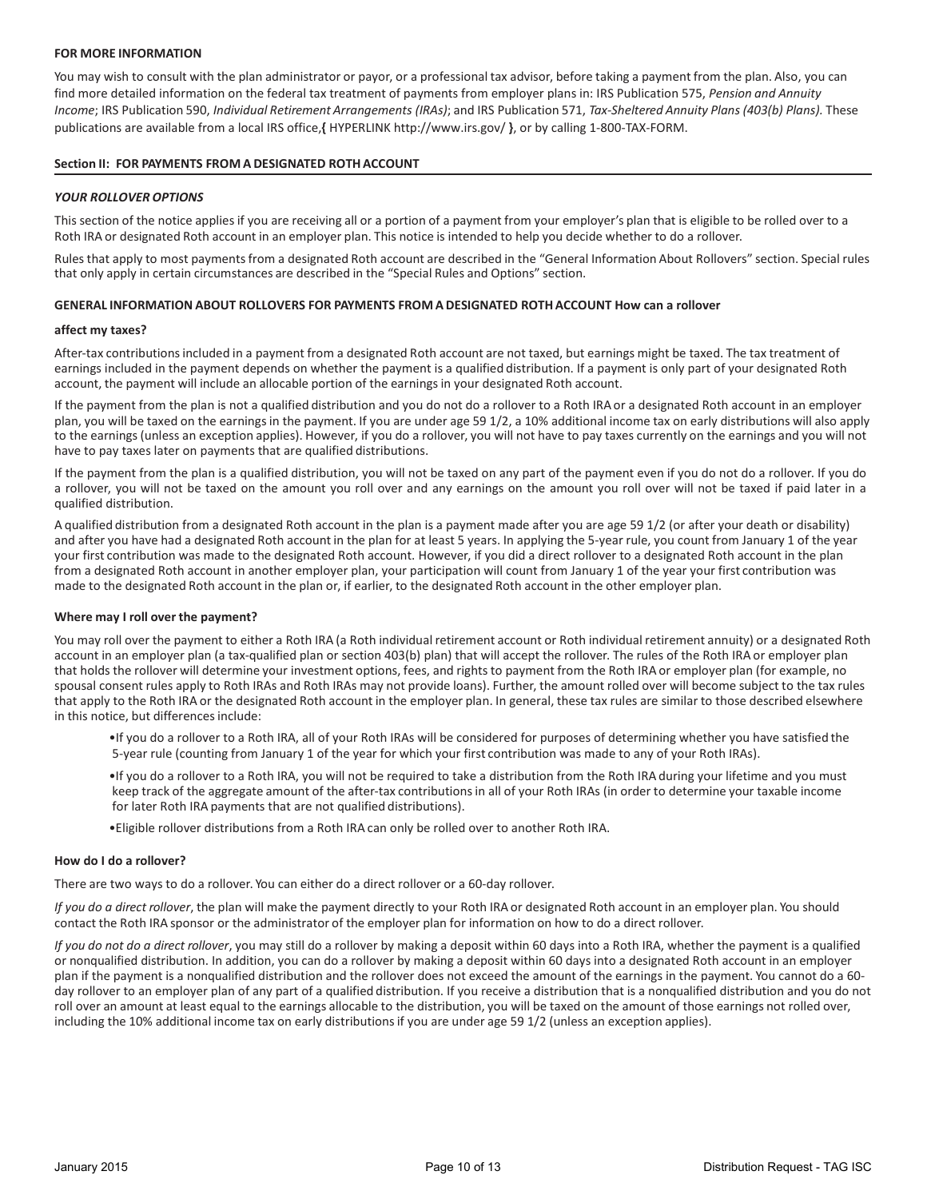**FOR MORE INFORMATION**

You may wish to consult with the plan administrator or payor, or a professional tax advisor, before taking a payment from the plan. Also, you can find more detailed information on the federal tax treatment of payments from employer plans in: IRS Publication 575, *Pension and Annuity Income*; IRS Publication 590, *Individual Retirement Arrangements (IRAs)*; and IRS Publication 571, *Tax-Sheltered Annuity Plans (403(b) Plans)*. These publications are available from a local IRS office,**{** HYPERLINK http://www.irs.gov/ **}**, or by calling 1-800-TAX-FORM.

## Section II: FOR PAYMENTS FROM A DESIGNATED ROTH ACCOUNT

### *YOUR ROLLOVER OPTIONS*

This section of the notice applies if you are receiving all or a portion of a payment from your employer's plan that is eligible to be rolled over to a Roth IRA or designated Roth account in an employer plan. This notice is intended to help you decide whether to do a rollover.

Rules that apply to most payments from a designated Roth account are described in the "General Information About Rollovers" section. Special rules that only apply in certain circumstances are described in the "Special Rules and Options" section.

### GENERAL INFORMATION ABOUT ROLLOVERS FOR PAYMENTS FROM A DESIGNATED ROTH ACCOUNT How can a rollover

**affect my taxes?**

After-tax contributions included in a payment from a designated Roth account are not taxed, but earnings might be taxed. The tax treatment of earnings included in the payment depends on whether the payment is a qualified distribution. If a payment is only part of your designated Roth account, the payment will include an allocable portion of the earnings in your designated Roth account.

If the payment from the plan is not a qualified distribution and you do not do a rollover to a Roth IRA or a designated Roth account in an employer plan, you will be taxed on the earnings in the payment. If you are under age 59 1/2, a 10% additional income tax on early distributions will also apply to the earnings (unless an exception applies). However, if you do a rollover, you will not have to pay taxes currently on the earnings and you will not have to pay taxes later on payments that are qualified distributions.

If the payment from the plan is a qualified distribution, you will not be taxed on any part of the payment even if you do not do a rollover. If you do a rollover, you will not be taxed on the amount you roll over and any earnings on the amount you roll over will not be taxed if paid later in a qualified distribution.

A qualified distribution from a designated Roth account in the plan is a payment made after you are age 59 1/2 (or after your death or disability) and after you have had a designated Roth account in the plan for at least 5 years. In applying the 5-year rule, you count from January 1 of the year your first contribution was made to the designated Roth account. However, if you did a direct rollover to a designated Roth account in the plan from a designated Roth account in another employer plan, your participation will count from January 1 of the year your first contribution was made to the designated Roth account in the plan or, if earlier, to the designated Roth account in the other employer plan.

#### Where may I roll over the payment?

You may roll over the payment to either a Roth IRA (a Roth individual retirement account or Roth individual retirement annuity) or a designated Roth account in an employer plan (a tax-qualified plan or section 403(b) plan) that will accept the rollover. The rules of the Roth IRA or employer plan that holds the rollover will determine your investment options, fees, and rights to payment from the Roth IRA or employer plan (for example, no spousal consent rules apply to Roth IRAs and Roth IRAs may not provide loans). Further, the amount rolled over will become subject to the tax rules that apply to the Roth IRA or the designated Roth account in the employer plan. In general, these tax rules are similar to those described elsewhere in this notice, but differences include:

- If you do a rollover to a Roth IRA, all of your Roth IRAs will be considered for purposes of determining whether you have satisfied the 5-year rule (counting from January 1 of the year for which your first contribution was made to any of your Roth IRAs).
- If you do a rollover to a Roth IRA, you will not be required to take a distribution from the Roth IRA during your lifetime and you must keep track of the aggregate amount of the after-tax contributions in all of your Roth IRAs (in order to determine your taxable income for later Roth IRA payments that are not qualified distributions).
- Eligible rollover distributions from a Roth IRA can only be rolled over to another Roth IRA.

#### How do I do a rollover?

There are two ways to do a rollover. You can either do a direct rollover or a 60-day rollover.

*If you do a direct rollover*, the plan will make the payment directly to your Roth IRA or designated Roth account in an employer plan. You should contact the Roth IRA sponsor or the administrator of the employer plan for information on how to do a direct rollover.

*If you do not do a direct rollover*, you may still do a rollover by making a deposit within 60 days into a Roth IRA, whether the payment is a qualified or nonqualified distribution. In addition, you can do a rollover by making a deposit within 60 days into a designated Roth account in an employer plan if the payment is a nonqualified distribution and the rollover does not exceed the amount of the earnings in the payment. You cannot do a 60-day rollover to an employer plan of any part of a qualified distribution. If you receive a distribution that is a nonqualified distribution and you do not roll over an amount at least equal to the earnings allocable to the distribution, you will be taxed on the amount of those earnings not rolled over, including the 10% additional income tax on early distributions if you are under age 59 1/2 (unless an exception applies).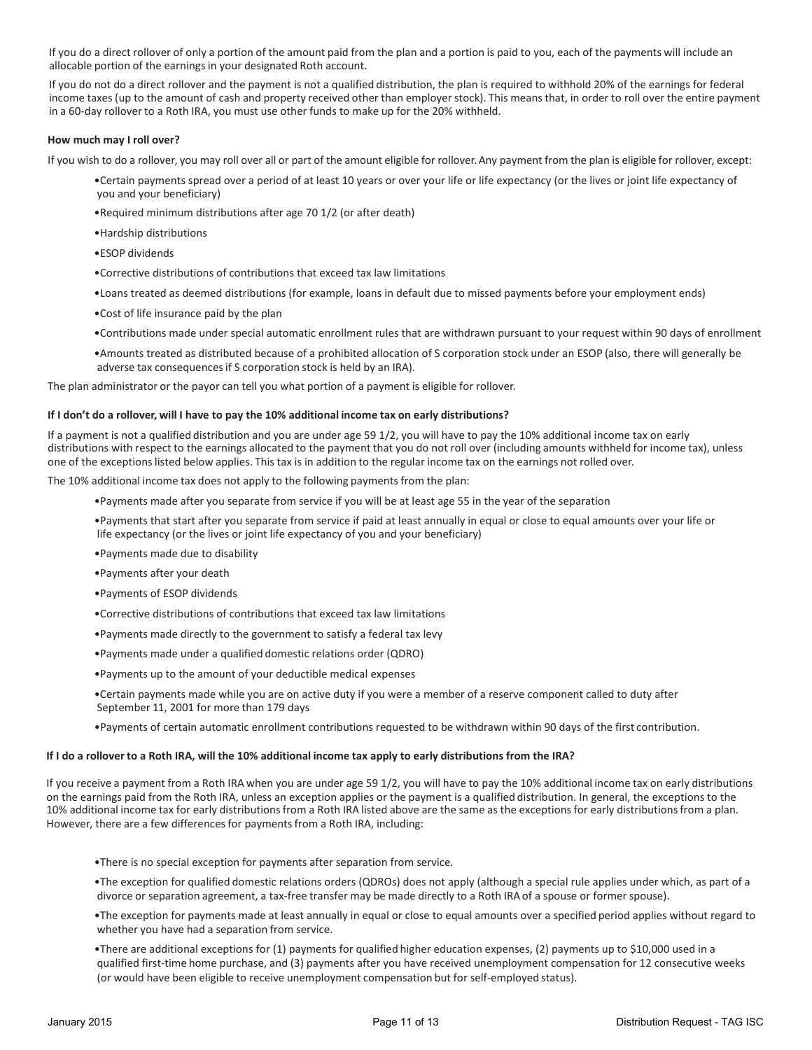If you do a direct rollover of only a portion of the amount paid from the plan and a portion is paid to you, each of the payments will include an allocable portion of the earnings in your designated Roth account.

If you do not do a direct rollover and the payment is not a qualified distribution, the plan is required to withhold 20% of the earnings for federal income taxes (up to the amount of cash and property received other than employer stock). This means that, in order to roll over the entire payment in a 60-day rollover to a Roth IRA, you must use other funds to make up for the 20% withheld.

**How much may I roll over?**

If you wish to do a rollover, you may roll over all or part of the amount eligible for rollover. Any payment from the plan is eligible for rollover, except:

- Certain payments spread over a period of at least 10 years or over your life or life expectancy (or the lives or joint life expectancy of you and your beneficiary)
- Required minimum distributions after age 70 1/2 (or after death)
- Hardship distributions
- ESOP dividends
- Corrective distributions of contributions that exceed tax law limitations
- Loans treated as deemed distributions (for example, loans in default due to missed payments before your employment ends)
- Cost of life insurance paid by the plan
- Contributions made under special automatic enrollment rules that are withdrawn pursuant to your request within 90 days of enrollment
- Amounts treated as distributed because of a prohibited allocation of S corporation stock under an ESOP (also, there will generally be adverse tax consequences if S corporation stock is held by an IRA).

The plan administrator or the payor can tell you what portion of a payment is eligible for rollover.

**If I don't do a rollover, will I have to pay the 10% additional income tax on early distributions?**

If a payment is not a qualified distribution and you are under age 59 1/2, you will have to pay the 10% additional income tax on early distributions with respect to the earnings allocated to the payment that you do not roll over (including amounts withheld for income tax), unless one of the exceptions listed below applies. This tax is in addition to the regular income tax on the earnings not rolled over.

The 10% additional income tax does not apply to the following payments from the plan:

- Payments made after you separate from service if you will be at least age 55 in the year of the separation
- Payments that start after you separate from service if paid at least annually in equal or close to equal amounts over your life or life expectancy (or the lives or joint life expectancy of you and your beneficiary)
- Payments made due to disability
- Payments after your death
- Payments of ESOP dividends
- Corrective distributions of contributions that exceed tax law limitations
- Payments made directly to the government to satisfy a federal tax levy
- Payments made under a qualified domestic relations order (QDRO)
- Payments up to the amount of your deductible medical expenses
- Certain payments made while you are on active duty if you were a member of a reserve component called to duty after September 11, 2001 for more than 179 days
- Payments of certain automatic enrollment contributions requested to be withdrawn within 90 days of the first contribution.

**If I do a rollover to a Roth IRA, will the 10% additional income tax apply to early distributions from the IRA?**

If you receive a payment from a Roth IRA when you are under age 59 1/2, you will have to pay the 10% additional income tax on early distributions on the earnings paid from the Roth IRA, unless an exception applies or the payment is a qualified distribution. In general, the exceptions to the 10% additional income tax for early distributions from a Roth IRA listed above are the same as the exceptions for early distributions from a plan. However, there are a few differences for payments from a Roth IRA, including:

- There is no special exception for payments after separation from service.
- The exception for qualified domestic relations orders (QDROs) does not apply (although a special rule applies under which, as part of a divorce or separation agreement, a tax-free transfer may be made directly to a Roth IRA of a spouse or former spouse).
- The exception for payments made at least annually in equal or close to equal amounts over a specified period applies without regard to whether you have had a separation from service.
- There are additional exceptions for (1) payments for qualified higher education expenses, (2) payments up to $10,000 used in a qualified first-time home purchase, and (3) payments after you have received unemployment compensation for 12 consecutive weeks (or would have been eligible to receive unemployment compensation but for self-employed status).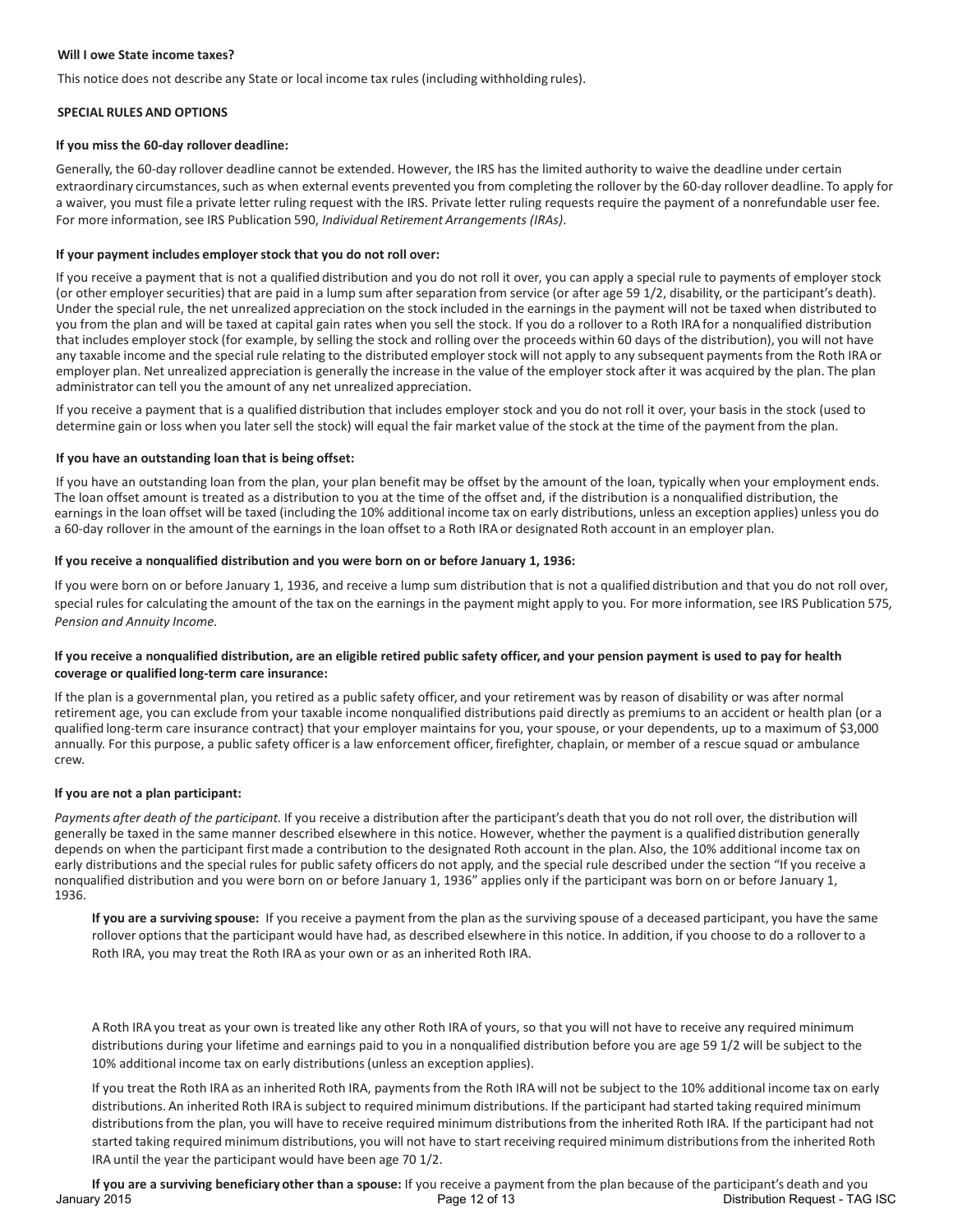**Will I owe State income taxes?**

This notice does not describe any State or local income tax rules (including withholding rules).

## SPECIAL RULES AND OPTIONS

**If you miss the 60-day rollover deadline:**

Generally, the 60-day rollover deadline cannot be extended. However, the IRS has the limited authority to waive the deadline under certain extraordinary circumstances, such as when external events prevented you from completing the rollover by the 60-day rollover deadline. To apply for a waiver, you must file a private letter ruling request with the IRS. Private letter ruling requests require the payment of a nonrefundable user fee. For more information, see IRS Publication 590, *Individual Retirement Arrangements (IRAs)*.

**If your payment includes employer stock that you do not roll over:**

If you receive a payment that is not a qualified distribution and you do not roll it over, you can apply a special rule to payments of employer stock (or other employer securities) that are paid in a lump sum after separation from service (or after age 59 1/2, disability, or the participant's death). Under the special rule, the net unrealized appreciation on the stock included in the earnings in the payment will not be taxed when distributed to you from the plan and will be taxed at capital gain rates when you sell the stock. If you do a rollover to a Roth IRA for a nonqualified distribution that includes employer stock (for example, by selling the stock and rolling over the proceeds within 60 days of the distribution), you will not have any taxable income and the special rule relating to the distributed employer stock will not apply to any subsequent payments from the Roth IRA or employer plan. Net unrealized appreciation is generally the increase in the value of the employer stock after it was acquired by the plan. The plan administrator can tell you the amount of any net unrealized appreciation.

If you receive a payment that is a qualified distribution that includes employer stock and you do not roll it over, your basis in the stock (used to determine gain or loss when you later sell the stock) will equal the fair market value of the stock at the time of the payment from the plan.

**If you have an outstanding loan that is being offset:**

If you have an outstanding loan from the plan, your plan benefit may be offset by the amount of the loan, typically when your employment ends. The loan offset amount is treated as a distribution to you at the time of the offset and, if the distribution is a nonqualified distribution, the earnings in the loan offset will be taxed (including the 10% additional income tax on early distributions, unless an exception applies) unless you do a 60-day rollover in the amount of the earnings in the loan offset to a Roth IRA or designated Roth account in an employer plan.

**If you receive a nonqualified distribution and you were born on or before January 1, 1936:**

If you were born on or before January 1, 1936, and receive a lump sum distribution that is not a qualified distribution and that you do not roll over, special rules for calculating the amount of the tax on the earnings in the payment might apply to you. For more information, see IRS Publication 575, *Pension and Annuity Income*.

**If you receive a nonqualified distribution, are an eligible retired public safety officer, and your pension payment is used to pay for health coverage or qualified long-term care insurance:**

If the plan is a governmental plan, you retired as a public safety officer, and your retirement was by reason of disability or was after normal retirement age, you can exclude from your taxable income nonqualified distributions paid directly as premiums to an accident or health plan (or a qualified long-term care insurance contract) that your employer maintains for you, your spouse, or your dependents, up to a maximum of $3,000 annually. For this purpose, a public safety officer is a law enforcement officer, firefighter, chaplain, or member of a rescue squad or ambulance crew.

**If you are not a plan participant:**

*Payments after death of the participant.* If you receive a distribution after the participant's death that you do not roll over, the distribution will generally be taxed in the same manner described elsewhere in this notice. However, whether the payment is a qualified distribution generally depends on when the participant first made a contribution to the designated Roth account in the plan. Also, the 10% additional income tax on early distributions and the special rules for public safety officers do not apply, and the special rule described under the section "If you receive a nonqualified distribution and you were born on or before January 1, 1936" applies only if the participant was born on or before January 1, 1936.

**If you are a surviving spouse:** If you receive a payment from the plan as the surviving spouse of a deceased participant, you have the same rollover options that the participant would have had, as described elsewhere in this notice. In addition, if you choose to do a rollover to a Roth IRA, you may treat the Roth IRA as your own or as an inherited Roth IRA.

A Roth IRA you treat as your own is treated like any other Roth IRA of yours, so that you will not have to receive any required minimum distributions during your lifetime and earnings paid to you in a nonqualified distribution before you are age 59 1/2 will be subject to the 10% additional income tax on early distributions (unless an exception applies).

If you treat the Roth IRA as an inherited Roth IRA, payments from the Roth IRA will not be subject to the 10% additional income tax on early distributions. An inherited Roth IRA is subject to required minimum distributions. If the participant had started taking required minimum distributions from the plan, you will have to receive required minimum distributions from the inherited Roth IRA. If the participant had not started taking required minimum distributions, you will not have to start receiving required minimum distributions from the inherited Roth IRA until the year the participant would have been age 70 1/2.

**If you are a surviving beneficiary other than a spouse:** If you receive a payment from the plan because of the participant's death and you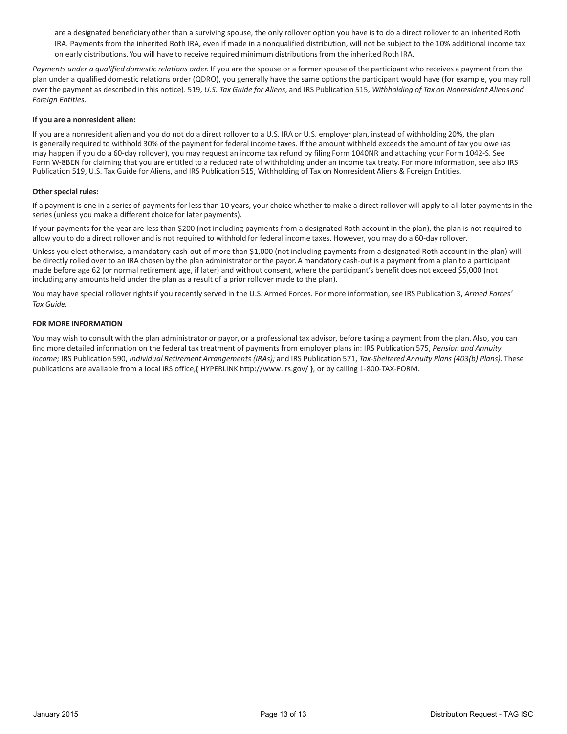are a designated beneficiary other than a surviving spouse, the only rollover option you have is to do a direct rollover to an inherited Roth IRA. Payments from the inherited Roth IRA, even if made in a nonqualified distribution, will not be subject to the 10% additional income tax on early distributions. You will have to receive required minimum distributions from the inherited Roth IRA.

*Payments under a qualified domestic relations order.* If you are the spouse or a former spouse of the participant who receives a payment from the plan under a qualified domestic relations order (QDRO), you generally have the same options the participant would have (for example, you may roll over the payment as described in this notice). 519, *U.S. Tax Guide for Aliens*, and IRS Publication 515, *Withholding of Tax on Nonresident Aliens and Foreign Entities.*

**If you are a nonresident alien:**

If you are a nonresident alien and you do not do a direct rollover to a U.S. IRA or U.S. employer plan, instead of withholding 20%, the plan is generally required to withhold 30% of the payment for federal income taxes. If the amount withheld exceeds the amount of tax you owe (as may happen if you do a 60-day rollover), you may request an income tax refund by filing Form 1040NR and attaching your Form 1042-S. See Form W-8BEN for claiming that you are entitled to a reduced rate of withholding under an income tax treaty. For more information, see also IRS Publication 519, U.S. Tax Guide for Aliens, and IRS Publication 515, Withholding of Tax on Nonresident Aliens & Foreign Entities.

**Other special rules:**

If a payment is one in a series of payments for less than 10 years, your choice whether to make a direct rollover will apply to all later payments in the series (unless you make a different choice for later payments).

If your payments for the year are less than $200 (not including payments from a designated Roth account in the plan), the plan is not required to allow you to do a direct rollover and is not required to withhold for federal income taxes. However, you may do a 60-day rollover.

Unless you elect otherwise, a mandatory cash-out of more than $1,000 (not including payments from a designated Roth account in the plan) will be directly rolled over to an IRA chosen by the plan administrator or the payor. A mandatory cash-out is a payment from a plan to a participant made before age 62 (or normal retirement age, if later) and without consent, where the participant's benefit does not exceed $5,000 (not including any amounts held under the plan as a result of a prior rollover made to the plan).

You may have special rollover rights if you recently served in the U.S. Armed Forces. For more information, see IRS Publication 3, *Armed Forces' Tax Guide.*

**FOR MORE INFORMATION**

You may wish to consult with the plan administrator or payor, or a professional tax advisor, before taking a payment from the plan. Also, you can find more detailed information on the federal tax treatment of payments from employer plans in: IRS Publication 575, *Pension and Annuity Income;* IRS Publication 590, *Individual Retirement Arrangements (IRAs);* and IRS Publication 571, *Tax-Sheltered Annuity Plans (403(b) Plans)*. These publications are available from a local IRS office,**{** HYPERLINK http://www.irs.gov/ **}**, or by calling 1-800-TAX-FORM.